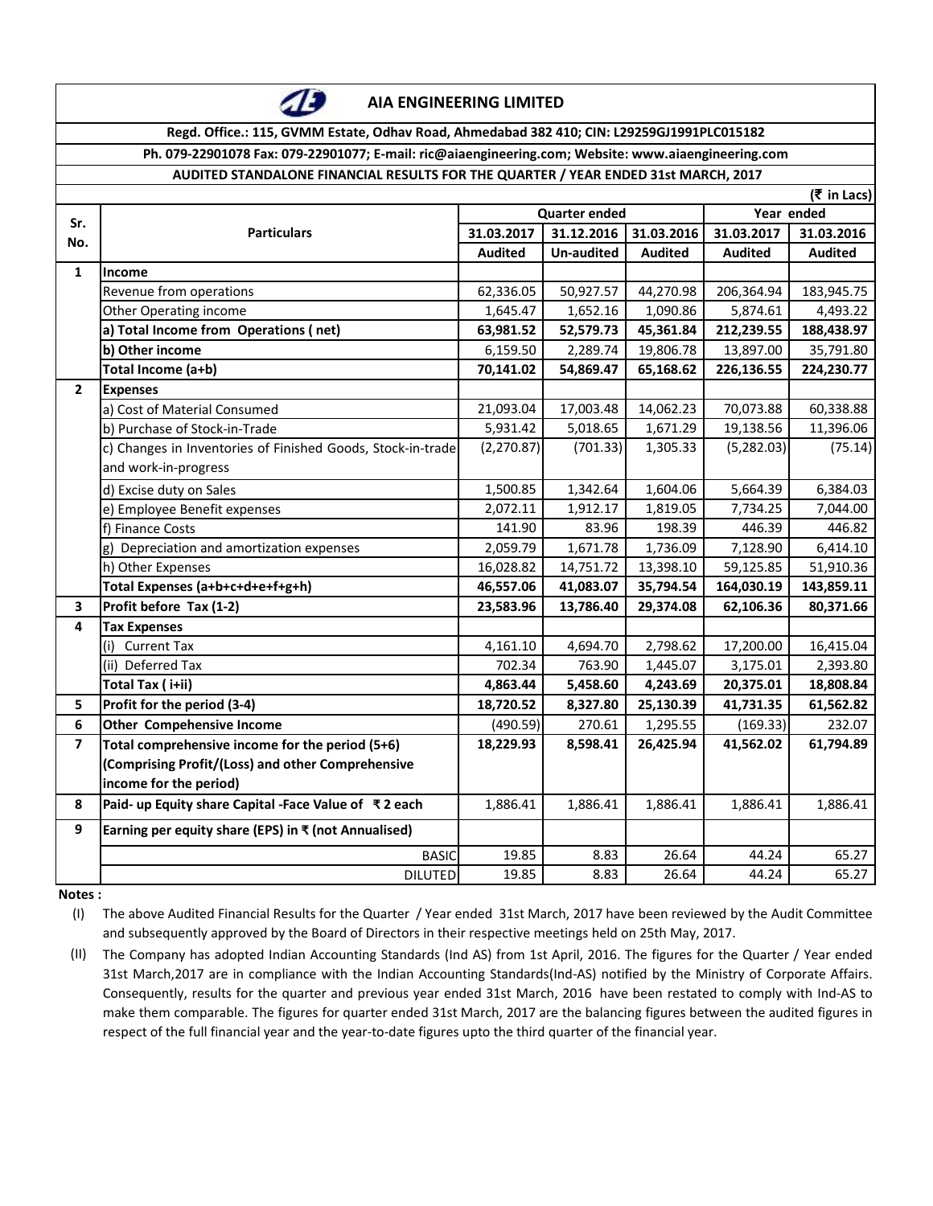# AIA ENGINEERING LIMITED

**Regd. Office.: 115, GVMM Estate, Odhav Road, Ahmedabad 382 410; CIN: L29259GJ1991PLC015182**

**Ph. 079-22901078 Fax: 079-22901077; E-mail: ric@aiaengineering.com; Website: www.aiaengineering.com**

**AUDITED STANDALONE FINANCIAL RESULTS FOR THE QUARTER / YEAR ENDED 31st MARCH, 2017**

(₹ in Lacs)

| Sr. No. | Particulars | Quarter ended | | | Year ended | |
|---|---|---|---|---|---|---|
| | | 31.03.2017 | 31.12.2016 | 31.03.2016 | 31.03.2017 | 31.03.2016 |
| | | Audited | Un-audited | Audited | Audited | Audited |
| 1 | **Income** | | | | | |
| | Revenue from operations | 62,336.05 | 50,927.57 | 44,270.98 | 206,364.94 | 183,945.75 |
| | Other Operating income | 1,645.47 | 1,652.16 | 1,090.86 | 5,874.61 | 4,493.22 |
| | **a) Total Income from Operations ( net)** | **63,981.52** | **52,579.73** | **45,361.84** | **212,239.55** | **188,438.97** |
| | **b) Other income** | 6,159.50 | 2,289.74 | 19,806.78 | 13,897.00 | 35,791.80 |
| | **Total Income (a+b)** | **70,141.02** | **54,869.47** | **65,168.62** | **226,136.55** | **224,230.77** |
| 2 | **Expenses** | | | | | |
| | a) Cost of Material Consumed | 21,093.04 | 17,003.48 | 14,062.23 | 70,073.88 | 60,338.88 |
| | b) Purchase of Stock-in-Trade | 5,931.42 | 5,018.65 | 1,671.29 | 19,138.56 | 11,396.06 |
| | c) Changes in Inventories of Finished Goods, Stock-in-trade and work-in-progress | (2,270.87) | (701.33) | 1,305.33 | (5,282.03) | (75.14) |
| | d) Excise duty on Sales | 1,500.85 | 1,342.64 | 1,604.06 | 5,664.39 | 6,384.03 |
| | e) Employee Benefit expenses | 2,072.11 | 1,912.17 | 1,819.05 | 7,734.25 | 7,044.00 |
| | f) Finance Costs | 141.90 | 83.96 | 198.39 | 446.39 | 446.82 |
| | g) Depreciation and amortization expenses | 2,059.79 | 1,671.78 | 1,736.09 | 7,128.90 | 6,414.10 |
| | h) Other Expenses | 16,028.82 | 14,751.72 | 13,398.10 | 59,125.85 | 51,910.36 |
| | **Total Expenses (a+b+c+d+e+f+g+h)** | **46,557.06** | **41,083.07** | **35,794.54** | **164,030.19** | **143,859.11** |
| 3 | **Profit before Tax (1-2)** | **23,583.96** | **13,786.40** | **29,374.08** | **62,106.36** | **80,371.66** |
| 4 | **Tax Expenses** | | | | | |
| | (i) Current Tax | 4,161.10 | 4,694.70 | 2,798.62 | 17,200.00 | 16,415.04 |
| | (ii) Deferred Tax | 702.34 | 763.90 | 1,445.07 | 3,175.01 | 2,393.80 |
| | **Total Tax ( i+ii)** | **4,863.44** | **5,458.60** | **4,243.69** | **20,375.01** | **18,808.84** |
| 5 | **Profit for the period (3-4)** | **18,720.52** | **8,327.80** | **25,130.39** | **41,731.35** | **61,562.82** |
| 6 | **Other Compehensive Income** | (490.59) | 270.61 | 1,295.55 | (169.33) | 232.07 |
| 7 | **Total comprehensive income for the period (5+6) (Comprising Profit/(Loss) and other Comprehensive income for the period)** | **18,229.93** | **8,598.41** | **26,425.94** | **41,562.02** | **61,794.89** |
| 8 | **Paid- up Equity share Capital -Face Value of ₹ 2 each** | 1,886.41 | 1,886.41 | 1,886.41 | 1,886.41 | 1,886.41 |
| 9 | **Earning per equity share (EPS) in ₹ (not Annualised)** | | | | | |
| | BASIC | 19.85 | 8.83 | 26.64 | 44.24 | 65.27 |
| | DILUTED | 19.85 | 8.83 | 26.64 | 44.24 | 65.27 |

**Notes :**

(I) The above Audited Financial Results for the Quarter / Year ended 31st March, 2017 have been reviewed by the Audit Committee and subsequently approved by the Board of Directors in their respective meetings held on 25th May, 2017.

(II) The Company has adopted Indian Accounting Standards (Ind AS) from 1st April, 2016. The figures for the Quarter / Year ended 31st March,2017 are in compliance with the Indian Accounting Standards(Ind-AS) notified by the Ministry of Corporate Affairs. Consequently, results for the quarter and previous year ended 31st March, 2016 have been restated to comply with Ind-AS to make them comparable. The figures for quarter ended 31st March, 2017 are the balancing figures between the audited figures in respect of the full financial year and the year-to-date figures upto the third quarter of the financial year.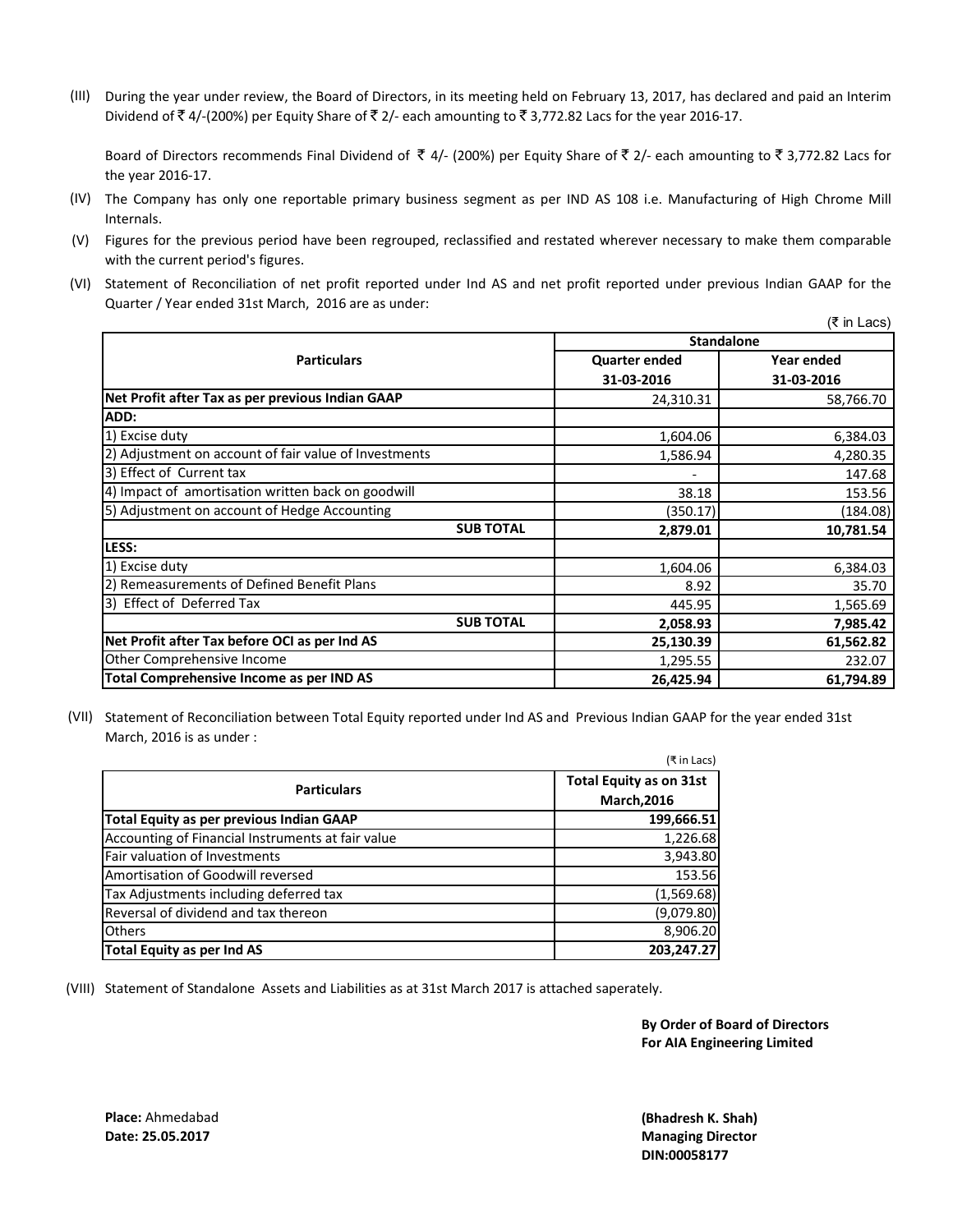(III) During the year under review, the Board of Directors, in its meeting held on February 13, 2017, has declared and paid an Interim Dividend of ₹ 4/-(200%) per Equity Share of ₹ 2/- each amounting to ₹ 3,772.82 Lacs for the year 2016-17.

Board of Directors recommends Final Dividend of ₹ 4/- (200%) per Equity Share of ₹ 2/- each amounting to ₹ 3,772.82 Lacs for the year 2016-17.

(IV) The Company has only one reportable primary business segment as per IND AS 108 i.e. Manufacturing of High Chrome Mill Internals.

(V) Figures for the previous period have been regrouped, reclassified and restated wherever necessary to make them comparable with the current period's figures.

(VI) Statement of Reconciliation of net profit reported under Ind AS and net profit reported under previous Indian GAAP for the Quarter / Year ended 31st March, 2016 are as under:

(₹ in Lacs)

| Particulars | Standalone | |
|---|---|---|
| | Quarter ended 31-03-2016 | Year ended 31-03-2016 |
| **Net Profit after Tax as per previous Indian GAAP** | 24,310.31 | 58,766.70 |
| **ADD:** | | |
| 1) Excise duty | 1,604.06 | 6,384.03 |
| 2) Adjustment on account of fair value of Investments | 1,586.94 | 4,280.35 |
| 3) Effect of Current tax | - | 147.68 |
| 4) Impact of amortisation written back on goodwill | 38.18 | 153.56 |
| 5) Adjustment on account of Hedge Accounting | (350.17) | (184.08) |
| **SUB TOTAL** | **2,879.01** | **10,781.54** |
| **LESS:** | | |
| 1) Excise duty | 1,604.06 | 6,384.03 |
| 2) Remeasurements of Defined Benefit Plans | 8.92 | 35.70 |
| 3) Effect of Deferred Tax | 445.95 | 1,565.69 |
| **SUB TOTAL** | **2,058.93** | **7,985.42** |
| **Net Profit after Tax before OCI as per Ind AS** | **25,130.39** | **61,562.82** |
| Other Comprehensive Income | 1,295.55 | 232.07 |
| **Total Comprehensive Income as per IND AS** | **26,425.94** | **61,794.89** |

(VII) Statement of Reconciliation between Total Equity reported under Ind AS and Previous Indian GAAP for the year ended 31st March, 2016 is as under :

(₹ in Lacs)

| Particulars | Total Equity as on 31st March,2016 |
|---|---|
| **Total Equity as per previous Indian GAAP** | **199,666.51** |
| Accounting of Financial Instruments at fair value | 1,226.68 |
| Fair valuation of Investments | 3,943.80 |
| Amortisation of Goodwill reversed | 153.56 |
| Tax Adjustments including deferred tax | (1,569.68) |
| Reversal of dividend and tax thereon | (9,079.80) |
| Others | 8,906.20 |
| **Total Equity as per Ind AS** | **203,247.27** |

(VIII) Statement of Standalone Assets and Liabilities as at 31st March 2017 is attached saperately.

**By Order of Board of Directors**
**For AIA Engineering Limited**

**Place:** Ahmedabad
**Date: 25.05.2017**

**(Bhadresh K. Shah)**
**Managing Director**
**DIN:00058177**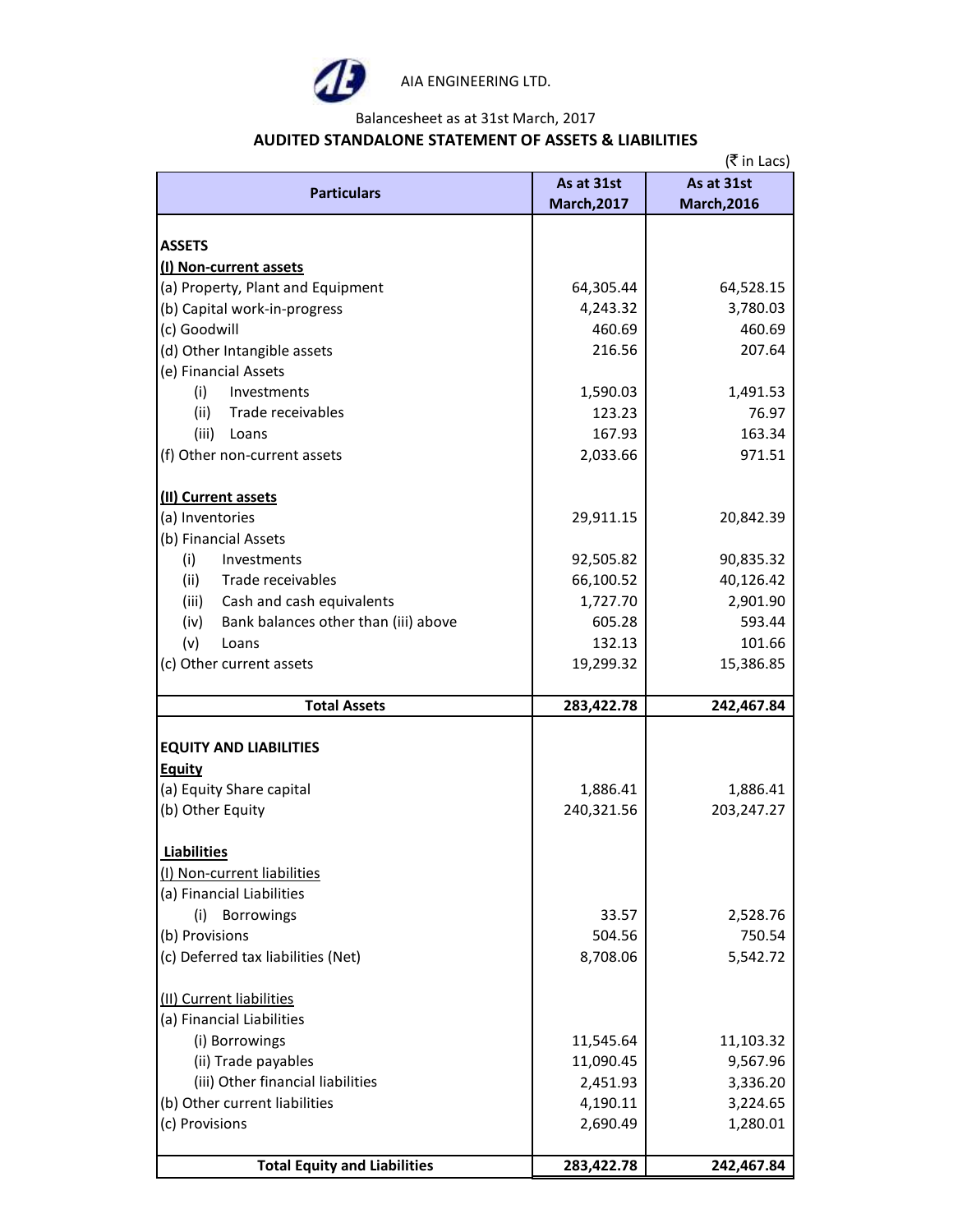AIA ENGINEERING LTD.

Balancesheet as at 31st March, 2017

## AUDITED STANDALONE STATEMENT OF ASSETS & LIABILITIES

(₹ in Lacs)

| Particulars | As at 31st March,2017 | As at 31st March,2016 |
|---|---|---|
| **ASSETS** | | |
| **(I) Non-current assets** | | |
| (a) Property, Plant and Equipment | 64,305.44 | 64,528.15 |
| (b) Capital work-in-progress | 4,243.32 | 3,780.03 |
| (c) Goodwill | 460.69 | 460.69 |
| (d) Other Intangible assets | 216.56 | 207.64 |
| (e) Financial Assets | | |
| (i) Investments | 1,590.03 | 1,491.53 |
| (ii) Trade receivables | 123.23 | 76.97 |
| (iii) Loans | 167.93 | 163.34 |
| (f) Other non-current assets | 2,033.66 | 971.51 |
| **(II) Current assets** | | |
| (a) Inventories | 29,911.15 | 20,842.39 |
| (b) Financial Assets | | |
| (i) Investments | 92,505.82 | 90,835.32 |
| (ii) Trade receivables | 66,100.52 | 40,126.42 |
| (iii) Cash and cash equivalents | 1,727.70 | 2,901.90 |
| (iv) Bank balances other than (iii) above | 605.28 | 593.44 |
| (v) Loans | 132.13 | 101.66 |
| (c) Other current assets | 19,299.32 | 15,386.85 |
| **Total Assets** | **283,422.78** | **242,467.84** |
| **EQUITY AND LIABILITIES** | | |
| **Equity** | | |
| (a) Equity Share capital | 1,886.41 | 1,886.41 |
| (b) Other Equity | 240,321.56 | 203,247.27 |
| **Liabilities** | | |
| (I) Non-current liabilities | | |
| (a) Financial Liabilities | | |
| (i) Borrowings | 33.57 | 2,528.76 |
| (b) Provisions | 504.56 | 750.54 |
| (c) Deferred tax liabilities (Net) | 8,708.06 | 5,542.72 |
| (II) Current liabilities | | |
| (a) Financial Liabilities | | |
| (i) Borrowings | 11,545.64 | 11,103.32 |
| (ii) Trade payables | 11,090.45 | 9,567.96 |
| (iii) Other financial liabilities | 2,451.93 | 3,336.20 |
| (b) Other current liabilities | 4,190.11 | 3,224.65 |
| (c) Provisions | 2,690.49 | 1,280.01 |
| **Total Equity and Liabilities** | **283,422.78** | **242,467.84** |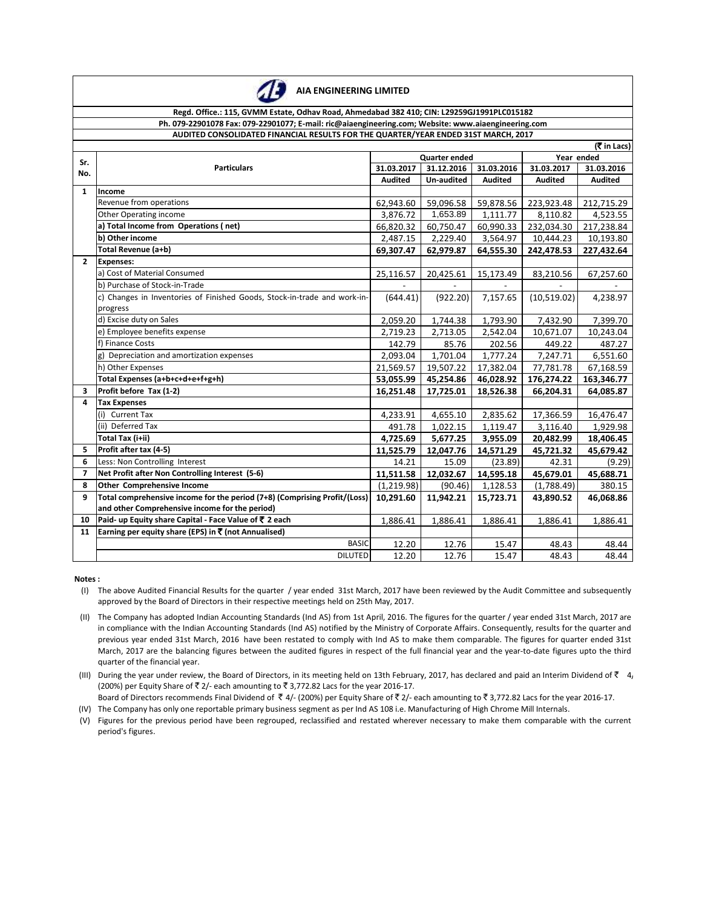# AIA ENGINEERING LIMITED

**Regd. Office.: 115, GVMM Estate, Odhav Road, Ahmedabad 382 410; CIN: L29259GJ1991PLC015182**

**Ph. 079-22901078 Fax: 079-22901077; E-mail: ric@aiaengineering.com; Website: www.aiaengineering.com**

**AUDITED CONSOLIDATED FINANCIAL RESULTS FOR THE QUARTER/YEAR ENDED 31ST MARCH, 2017**

(₹ in Lacs)

| Sr. No. | Particulars | Quarter ended | | | Year ended | |
|---|---|---|---|---|---|---|
| | | 31.03.2017 | 31.12.2016 | 31.03.2016 | 31.03.2017 | 31.03.2016 |
| | | Audited | Un-audited | Audited | Audited | Audited |
| 1 | **Income** | | | | | |
| | Revenue from operations | 62,943.60 | 59,096.58 | 59,878.56 | 223,923.48 | 212,715.29 |
| | Other Operating income | 3,876.72 | 1,653.89 | 1,111.77 | 8,110.82 | 4,523.55 |
| | **a) Total Income from Operations ( net)** | 66,820.32 | 60,750.47 | 60,990.33 | 232,034.30 | 217,238.84 |
| | **b) Other income** | 2,487.15 | 2,229.40 | 3,564.97 | 10,444.23 | 10,193.80 |
| | **Total Revenue (a+b)** | **69,307.47** | **62,979.87** | **64,555.30** | **242,478.53** | **227,432.64** |
| 2 | **Expenses:** | | | | | |
| | a) Cost of Material Consumed | 25,116.57 | 20,425.61 | 15,173.49 | 83,210.56 | 67,257.60 |
| | b) Purchase of Stock-in-Trade | - | - | - | - | - |
| | c) Changes in Inventories of Finished Goods, Stock-in-trade and work-in-progress | (644.41) | (922.20) | 7,157.65 | (10,519.02) | 4,238.97 |
| | d) Excise duty on Sales | 2,059.20 | 1,744.38 | 1,793.90 | 7,432.90 | 7,399.70 |
| | e) Employee benefits expense | 2,719.23 | 2,713.05 | 2,542.04 | 10,671.07 | 10,243.04 |
| | f) Finance Costs | 142.79 | 85.76 | 202.56 | 449.22 | 487.27 |
| | g) Depreciation and amortization expenses | 2,093.04 | 1,701.04 | 1,777.24 | 7,247.71 | 6,551.60 |
| | h) Other Expenses | 21,569.57 | 19,507.22 | 17,382.04 | 77,781.78 | 67,168.59 |
| | **Total Expenses (a+b+c+d+e+f+g+h)** | **53,055.99** | **45,254.86** | **46,028.92** | **176,274.22** | **163,346.77** |
| 3 | **Profit before Tax (1-2)** | **16,251.48** | **17,725.01** | **18,526.38** | **66,204.31** | **64,085.87** |
| 4 | **Tax Expenses** | | | | | |
| | (i) Current Tax | 4,233.91 | 4,655.10 | 2,835.62 | 17,366.59 | 16,476.47 |
| | (ii) Deferred Tax | 491.78 | 1,022.15 | 1,119.47 | 3,116.40 | 1,929.98 |
| | **Total Tax (i+ii)** | **4,725.69** | **5,677.25** | **3,955.09** | **20,482.99** | **18,406.45** |
| 5 | **Profit after tax (4-5)** | **11,525.79** | **12,047.76** | **14,571.29** | **45,721.32** | **45,679.42** |
| 6 | Less: Non Controlling Interest | 14.21 | 15.09 | (23.89) | 42.31 | (9.29) |
| 7 | **Net Profit after Non Controlling Interest (5-6)** | **11,511.58** | **12,032.67** | **14,595.18** | **45,679.01** | **45,688.71** |
| 8 | **Other Comprehensive Income** | (1,219.98) | (90.46) | 1,128.53 | (1,788.49) | 380.15 |
| 9 | **Total comprehensive income for the period (7+8) (Comprising Profit/(Loss) and other Comprehensive income for the period)** | **10,291.60** | **11,942.21** | **15,723.71** | **43,890.52** | **46,068.86** |
| 10 | **Paid- up Equity share Capital - Face Value of ₹ 2 each** | 1,886.41 | 1,886.41 | 1,886.41 | 1,886.41 | 1,886.41 |
| 11 | **Earning per equity share (EPS) in ₹ (not Annualised)** | | | | | |
| | BASIC | 12.20 | 12.76 | 15.47 | 48.43 | 48.44 |
| | DILUTED | 12.20 | 12.76 | 15.47 | 48.43 | 48.44 |

**Notes :**

(I) The above Audited Financial Results for the quarter / year ended 31st March, 2017 have been reviewed by the Audit Committee and subsequently approved by the Board of Directors in their respective meetings held on 25th May, 2017.

(II) The Company has adopted Indian Accounting Standards (Ind AS) from 1st April, 2016. The figures for the quarter / year ended 31st March, 2017 are in compliance with the Indian Accounting Standards (Ind AS) notified by the Ministry of Corporate Affairs. Consequently, results for the quarter and previous year ended 31st March, 2016 have been restated to comply with Ind AS to make them comparable. The figures for quarter ended 31st March, 2017 are the balancing figures between the audited figures in respect of the full financial year and the year-to-date figures upto the third quarter of the financial year.

(III) During the year under review, the Board of Directors, in its meeting held on 13th February, 2017, has declared and paid an Interim Dividend of ₹ 4/- (200%) per Equity Share of ₹ 2/- each amounting to ₹ 3,772.82 Lacs for the year 2016-17.
Board of Directors recommends Final Dividend of ₹ 4/- (200%) per Equity Share of ₹ 2/- each amounting to ₹ 3,772.82 Lacs for the year 2016-17.

(IV) The Company has only one reportable primary business segment as per Ind AS 108 i.e. Manufacturing of High Chrome Mill Internals.

(V) Figures for the previous period have been regrouped, reclassified and restated wherever necessary to make them comparable with the current period's figures.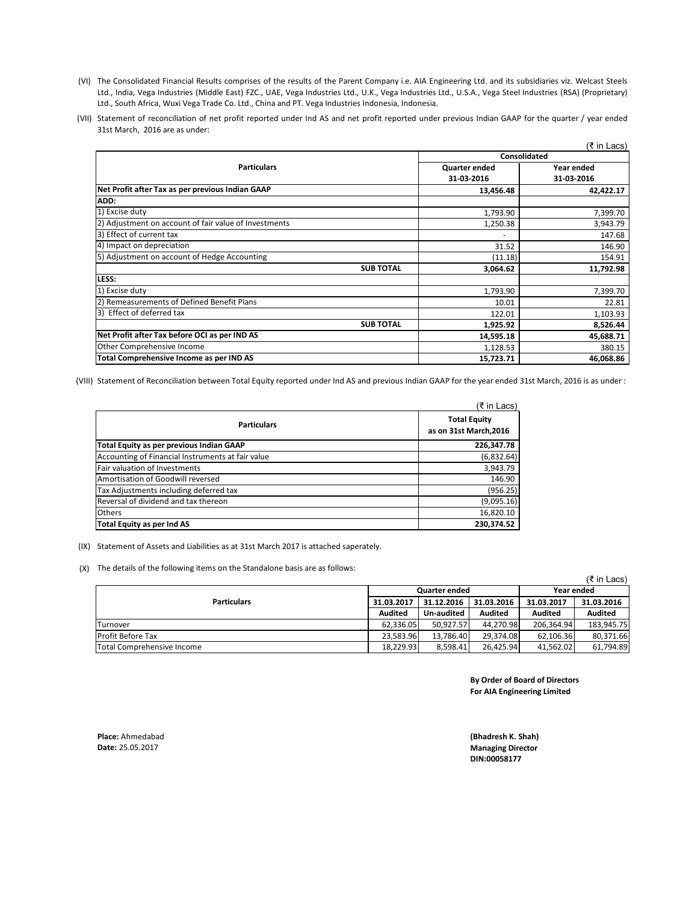(VI) The Consolidated Financial Results comprises of the results of the Parent Company i.e. AIA Engineering Ltd. and its subsidiaries viz. Welcast Steels Ltd., India, Vega Industries (Middle East) FZC., UAE, Vega Industries Ltd., U.K., Vega Industries Ltd., U.S.A., Vega Steel Industries (RSA) (Proprietary) Ltd., South Africa, Wuxi Vega Trade Co. Ltd., China and PT. Vega Industries Indonesia, Indonesia.

(VII) Statement of reconciliation of net profit reported under Ind AS and net profit reported under previous Indian GAAP for the quarter / year ended 31st March, 2016 are as under:

(₹ in Lacs)

| Particulars | Consolidated | |
|---|---|---|
| | Quarter ended 31-03-2016 | Year ended 31-03-2016 |
| **Net Profit after Tax as per previous Indian GAAP** | **13,456.48** | **42,422.17** |
| **ADD:** | | |
| 1) Excise duty | 1,793.90 | 7,399.70 |
| 2) Adjustment on account of fair value of Investments | 1,250.38 | 3,943.79 |
| 3) Effect of current tax | - | 147.68 |
| 4) Impact on depreciation | 31.52 | 146.90 |
| 5) Adjustment on account of Hedge Accounting | (11.18) | 154.91 |
| **SUB TOTAL** | **3,064.62** | **11,792.98** |
| **LESS:** | | |
| 1) Excise duty | 1,793.90 | 7,399.70 |
| 2) Remeasurements of Defined Benefit Plans | 10.01 | 22.81 |
| 3) Effect of deferred tax | 122.01 | 1,103.93 |
| **SUB TOTAL** | **1,925.92** | **8,526.44** |
| **Net Profit after Tax before OCI as per IND AS** | **14,595.18** | **45,688.71** |
| Other Comprehensive Income | 1,128.53 | 380.15 |
| **Total Comprehensive Income as per IND AS** | **15,723.71** | **46,068.86** |

(VIII) Statement of Reconciliation between Total Equity reported under Ind AS and previous Indian GAAP for the year ended 31st March, 2016 is as under :

(₹ in Lacs)

| Particulars | Total Equity as on 31st March,2016 |
|---|---|
| **Total Equity as per previous Indian GAAP** | **226,347.78** |
| Accounting of Financial Instruments at fair value | (6,832.64) |
| Fair valuation of Investments | 3,943.79 |
| Amortisation of Goodwill reversed | 146.90 |
| Tax Adjustments including deferred tax | (956.25) |
| Reversal of dividend and tax thereon | (9,095.16) |
| Others | 16,820.10 |
| **Total Equity as per Ind AS** | **230,374.52** |

(IX) Statement of Assets and Liabilities as at 31st March 2017 is attached saperately.

(X) The details of the following items on the Standalone basis are as follows:

(₹ in Lacs)

| Particulars | Quarter ended | | | Year ended | |
|---|---|---|---|---|---|
| | 31.03.2017 | 31.12.2016 | 31.03.2016 | 31.03.2017 | 31.03.2016 |
| | Audited | Un-audited | Audited | Audited | Audited |
| Turnover | 62,336.05 | 50,927.57 | 44,270.98 | 206,364.94 | 183,945.75 |
| Profit Before Tax | 23,583.96 | 13,786.40 | 29,374.08 | 62,106.36 | 80,371.66 |
| Total Comprehensive Income | 18,229.93 | 8,598.41 | 26,425.94 | 41,562.02 | 61,794.89 |

**By Order of Board of Directors**
**For AIA Engineering Limited**

**Place:** Ahmedabad
**Date:** 25.05.2017

**(Bhadresh K. Shah)**
**Managing Director**
**DIN:00058177**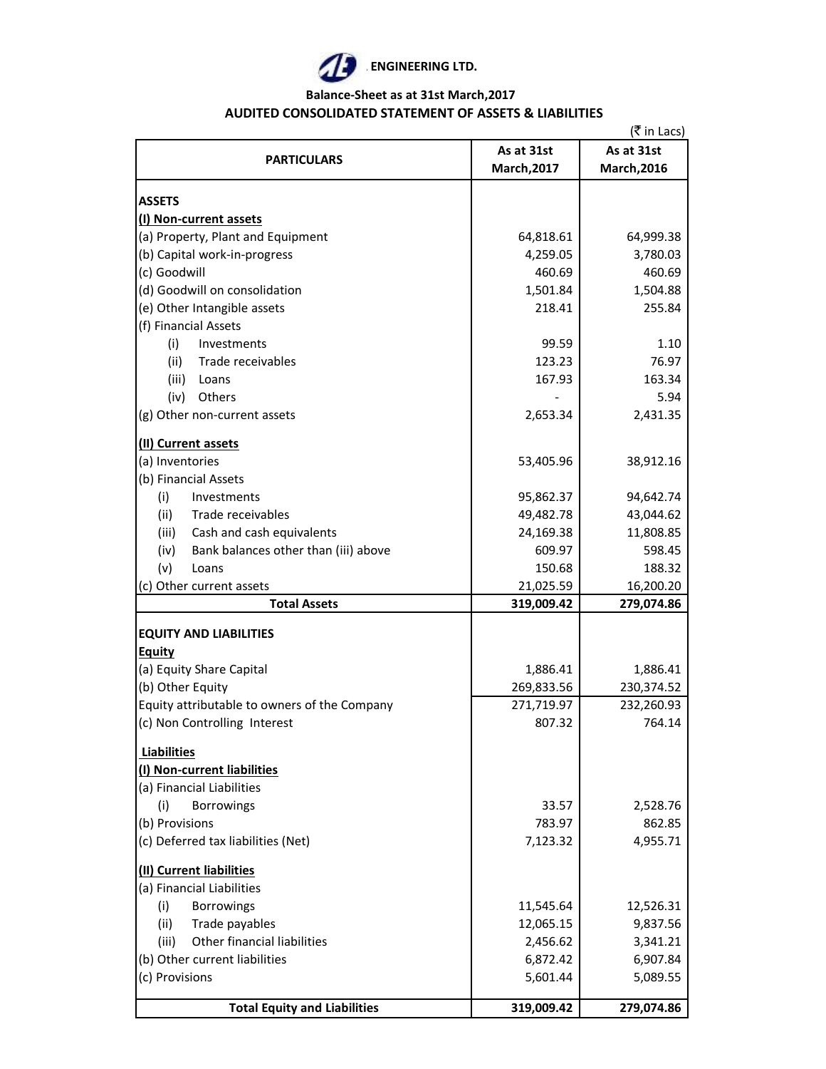# ENGINEERING LTD.

**Balance-Sheet as at 31st March,2017**

**AUDITED CONSOLIDATED STATEMENT OF ASSETS & LIABILITIES**

(₹ in Lacs)

| PARTICULARS | As at 31st March,2017 | As at 31st March,2016 |
|---|---|---|
| **ASSETS** | | |
| **(I) Non-current assets** | | |
| (a) Property, Plant and Equipment | 64,818.61 | 64,999.38 |
| (b) Capital work-in-progress | 4,259.05 | 3,780.03 |
| (c) Goodwill | 460.69 | 460.69 |
| (d) Goodwill on consolidation | 1,501.84 | 1,504.88 |
| (e) Other Intangible assets | 218.41 | 255.84 |
| (f) Financial Assets | | |
| (i) Investments | 99.59 | 1.10 |
| (ii) Trade receivables | 123.23 | 76.97 |
| (iii) Loans | 167.93 | 163.34 |
| (iv) Others | - | 5.94 |
| (g) Other non-current assets | 2,653.34 | 2,431.35 |
| **(II) Current assets** | | |
| (a) Inventories | 53,405.96 | 38,912.16 |
| (b) Financial Assets | | |
| (i) Investments | 95,862.37 | 94,642.74 |
| (ii) Trade receivables | 49,482.78 | 43,044.62 |
| (iii) Cash and cash equivalents | 24,169.38 | 11,808.85 |
| (iv) Bank balances other than (iii) above | 609.97 | 598.45 |
| (v) Loans | 150.68 | 188.32 |
| (c) Other current assets | 21,025.59 | 16,200.20 |
| **Total Assets** | **319,009.42** | **279,074.86** |
| **EQUITY AND LIABILITIES** | | |
| **Equity** | | |
| (a) Equity Share Capital | 1,886.41 | 1,886.41 |
| (b) Other Equity | 269,833.56 | 230,374.52 |
| Equity attributable to owners of the Company | 271,719.97 | 232,260.93 |
| (c) Non Controlling Interest | 807.32 | 764.14 |
| **Liabilities** | | |
| **(I) Non-current liabilities** | | |
| (a) Financial Liabilities | | |
| (i) Borrowings | 33.57 | 2,528.76 |
| (b) Provisions | 783.97 | 862.85 |
| (c) Deferred tax liabilities (Net) | 7,123.32 | 4,955.71 |
| **(II) Current liabilities** | | |
| (a) Financial Liabilities | | |
| (i) Borrowings | 11,545.64 | 12,526.31 |
| (ii) Trade payables | 12,065.15 | 9,837.56 |
| (iii) Other financial liabilities | 2,456.62 | 3,341.21 |
| (b) Other current liabilities | 6,872.42 | 6,907.84 |
| (c) Provisions | 5,601.44 | 5,089.55 |
| **Total Equity and Liabilities** | **319,009.42** | **279,074.86** |